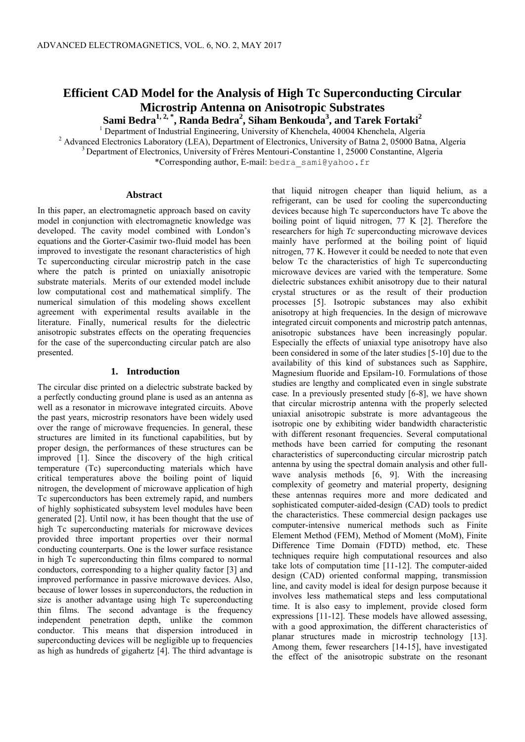# Efficient CAD Model for the Analysis of High Tc Superconducting Circular Microstrip Antenna on Anisotropic Substrates

**Sami Bedra[1, 2, *], Randa Bedra[2], Siham Benkouda[3], and Tarek Fortaki[2]**

[1] Department of Industrial Engineering, University of Khenchela, 40004 Khenchela, Algeria
[2] Advanced Electronics Laboratory (LEA), Department of Electronics, University of Batna 2, 05000 Batna, Algeria
[3] Department of Electronics, University of Frères Mentouri-Constantine 1, 25000 Constantine, Algeria
*Corresponding author, E-mail: bedra_sami@yahoo.fr

### Abstract

In this paper, an electromagnetic approach based on cavity model in conjunction with electromagnetic knowledge was developed. The cavity model combined with London's equations and the Gorter-Casimir two-fluid model has been improved to investigate the resonant characteristics of high Tc superconducting circular microstrip patch in the case where the patch is printed on uniaxially anisotropic substrate materials. Merits of our extended model include low computational cost and mathematical simplify. The numerical simulation of this modeling shows excellent agreement with experimental results available in the literature. Finally, numerical results for the dielectric anisotropic substrates effects on the operating frequencies for the case of the superconducting circular patch are also presented.

## 1. Introduction

The circular disc printed on a dielectric substrate backed by a perfectly conducting ground plane is used as an antenna as well as a resonator in microwave integrated circuits. Above the past years, microstrip resonators have been widely used over the range of microwave frequencies. In general, these structures are limited in its functional capabilities, but by proper design, the performances of these structures can be improved [1]. Since the discovery of the high critical temperature (Tc) superconducting materials which have critical temperatures above the boiling point of liquid nitrogen, the development of microwave application of high Tc superconductors has been extremely rapid, and numbers of highly sophisticated subsystem level modules have been generated [2]. Until now, it has been thought that the use of high Tc superconducting materials for microwave devices provided three important properties over their normal conducting counterparts. One is the lower surface resistance in high Tc superconducting thin films compared to normal conductors, corresponding to a higher quality factor [3] and improved performance in passive microwave devices. Also, because of lower losses in superconductors, the reduction in size is another advantage using high Tc superconducting thin films. The second advantage is the frequency independent penetration depth, unlike the common conductor. This means that dispersion introduced in superconducting devices will be negligible up to frequencies as high as hundreds of gigahertz [4]. The third advantage is that liquid nitrogen cheaper than liquid helium, as a refrigerant, can be used for cooling the superconducting devices because high Tc superconductors have Tc above the boiling point of liquid nitrogen, 77 K [2]. Therefore the researchers for high *Tc* superconducting microwave devices mainly have performed at the boiling point of liquid nitrogen, 77 K. However it could be needed to note that even below Tc the characteristics of high Tc superconducting microwave devices are varied with the temperature. Some dielectric substances exhibit anisotropy due to their natural crystal structures or as the result of their production processes [5]. Isotropic substances may also exhibit anisotropy at high frequencies. In the design of microwave integrated circuit components and microstrip patch antennas, anisotropic substances have been increasingly popular. Especially the effects of uniaxial type anisotropy have also been considered in some of the later studies [5-10] due to the availability of this kind of substances such as Sapphire, Magnesium fluoride and Epsilam-10. Formulations of those studies are lengthy and complicated even in single substrate case. In a previously presented study [6-8], we have shown that circular microstrip antenna with the properly selected uniaxial anisotropic substrate is more advantageous the isotropic one by exhibiting wider bandwidth characteristic with different resonant frequencies. Several computational methods have been carried for computing the resonant characteristics of superconducting circular microstrip patch antenna by using the spectral domain analysis and other full-wave analysis methods [6, 9]. With the increasing complexity of geometry and material property, designing these antennas requires more and more dedicated and sophisticated computer-aided-design (CAD) tools to predict the characteristics. These commercial design packages use computer-intensive numerical methods such as Finite Element Method (FEM), Method of Moment (MoM), Finite Difference Time Domain (FDTD) method, etc. These techniques require high computational resources and also take lots of computation time [11-12]. The computer-aided design (CAD) oriented conformal mapping, transmission line, and cavity model is ideal for design purpose because it involves less mathematical steps and less computational time. It is also easy to implement, provide closed form expressions [11-12]. These models have allowed assessing, with a good approximation, the different characteristics of planar structures made in microstrip technology [13]. Among them, fewer researchers [14-15], have investigated the effect of the anisotropic substrate on the resonant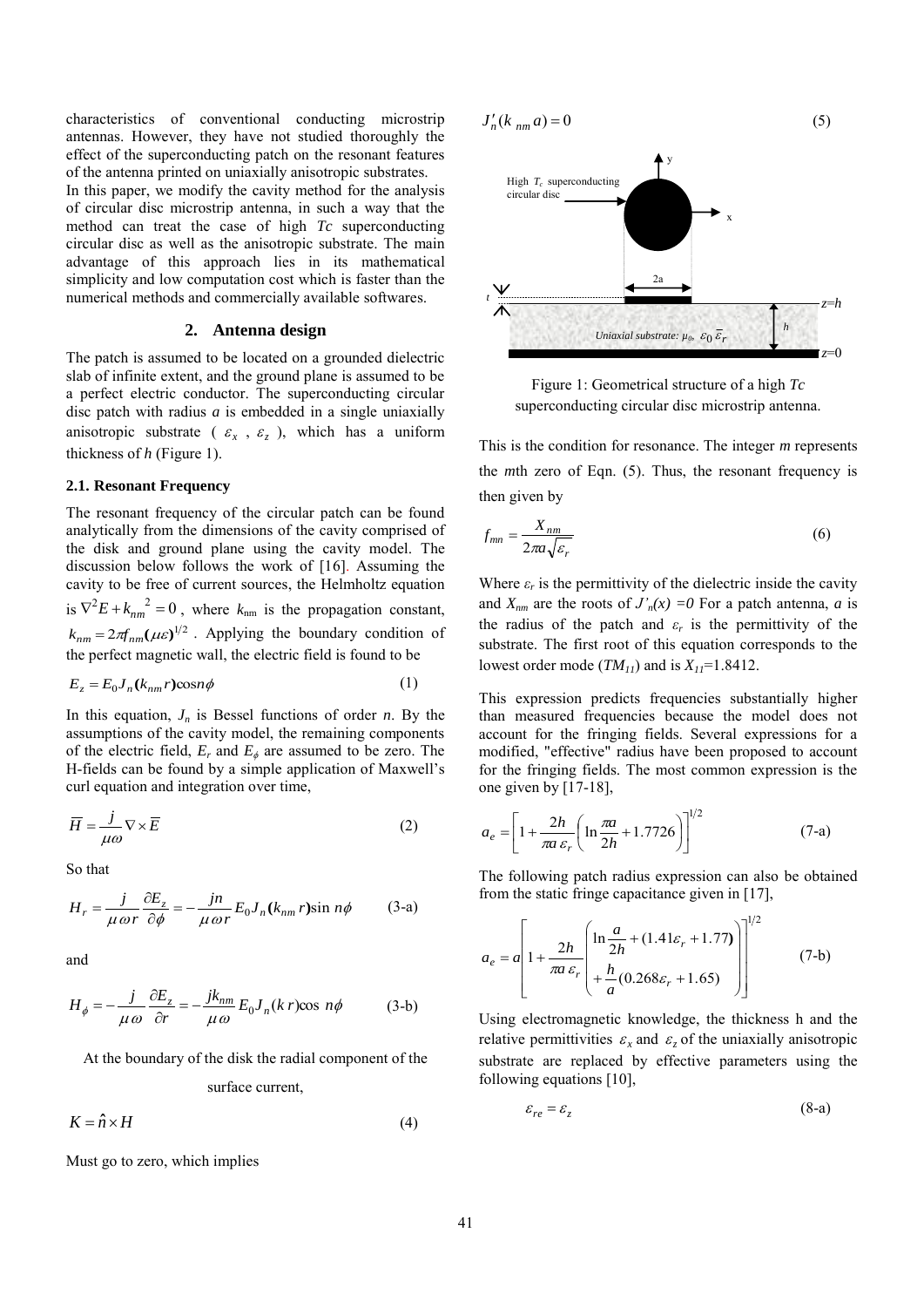characteristics of conventional conducting microstrip antennas. However, they have not studied thoroughly the effect of the superconducting patch on the resonant features of the antenna printed on uniaxially anisotropic substrates.

In this paper, we modify the cavity method for the analysis of circular disc microstrip antenna, in such a way that the method can treat the case of high *Tc* superconducting circular disc as well as the anisotropic substrate. The main advantage of this approach lies in its mathematical simplicity and low computation cost which is faster than the numerical methods and commercially available softwares.

## 2. Antenna design

The patch is assumed to be located on a grounded dielectric slab of infinite extent, and the ground plane is assumed to be a perfect electric conductor. The superconducting circular disc patch with radius *a* is embedded in a single uniaxially anisotropic substrate ( $\varepsilon_x$ , $\varepsilon_z$ ), which has a uniform thickness of *h* (Figure 1).

### 2.1. Resonant Frequency

The resonant frequency of the circular patch can be found analytically from the dimensions of the cavity comprised of the disk and ground plane using the cavity model. The discussion below follows the work of [16]. Assuming the cavity to be free of current sources, the Helmholtz equation is $\nabla^2 E + k_{nm}^{\;2} = 0$ , where $k_{nm}$ is the propagation constant, $k_{nm} = 2\pi f_{nm}(\mu\varepsilon)^{1/2}$ . Applying the boundary condition of the perfect magnetic wall, the electric field is found to be

$$E_z = E_0 J_n(k_{nm} r)\cos n\phi \tag{1}$$

In this equation, $J_n$ is Bessel functions of order *n*. By the assumptions of the cavity model, the remaining components of the electric field, $E_r$ and $E_\phi$ are assumed to be zero. The H-fields can be found by a simple application of Maxwell's curl equation and integration over time,

$$\overline{H} = \frac{j}{\mu\omega}\nabla\times\overline{E} \tag{2}$$

So that

$$H_r = \frac{j}{\mu\,\omega\, r}\frac{\partial E_z}{\partial\phi} = -\frac{jn}{\mu\,\omega\, r}E_0 J_n(k_{nm} r)\sin n\phi \tag{3-a}$$

and

$$H_\phi = -\frac{j}{\mu\,\omega}\frac{\partial E_z}{\partial r} = -\frac{jk_{nm}}{\mu\,\omega}E_0 J_n(k\, r)\cos\, n\phi \tag{3-b}$$

At the boundary of the disk the radial component of the surface current,

$$K = \hat{n}\times H \tag{4}$$

Must go to zero, which implies

$$J_n'(k_{\,nm}\, a) = 0 \tag{5}$$

Figure 1: Geometrical structure of a high *Tc* superconducting circular disc microstrip antenna.

This is the condition for resonance. The integer *m* represents the *m*th zero of Eqn. (5). Thus, the resonant frequency is then given by

$$f_{mn} = \frac{X_{nm}}{2\pi a\sqrt{\varepsilon_r}} \tag{6}$$

Where $\varepsilon_r$ is the permittivity of the dielectric inside the cavity and $X_{nm}$ are the roots of $J'_n(x) = 0$ For a patch antenna, *a* is the radius of the patch and $\varepsilon_r$ is the permittivity of the substrate. The first root of this equation corresponds to the lowest order mode ($TM_{11}$) and is $X_{11}$=1.8412.

This expression predicts frequencies substantially higher than measured frequencies because the model does not account for the fringing fields. Several expressions for a modified, "effective" radius have been proposed to account for the fringing fields. The most common expression is the one given by [17-18],

$$a_e = \left[1 + \frac{2h}{\pi a\,\varepsilon_r}\left(\ln\frac{\pi a}{2h} + 1.7726\right)\right]^{1/2} \tag{7-a}$$

The following patch radius expression can also be obtained from the static fringe capacitance given in [17],

$$a_e = a\left[1 + \frac{2h}{\pi a\,\varepsilon_r}\left(\begin{array}{l}\ln\dfrac{a}{2h} + (1.41\varepsilon_r + 1.77)\\ + \dfrac{h}{a}(0.268\varepsilon_r + 1.65)\end{array}\right)\right]^{1/2} \tag{7-b}$$

Using electromagnetic knowledge, the thickness h and the relative permittivities $\varepsilon_x$ and $\varepsilon_z$ of the uniaxially anisotropic substrate are replaced by effective parameters using the following equations [10],

$$\varepsilon_{re} = \varepsilon_z \tag{8-a}$$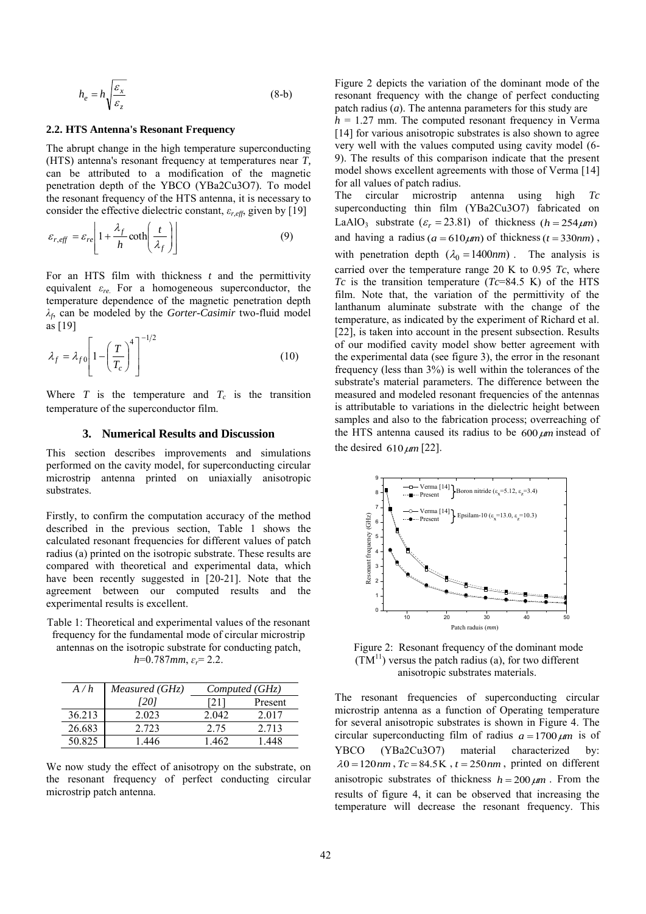$$h_e = h\sqrt{\frac{\varepsilon_x}{\varepsilon_z}} \tag{8-b}$$

### 2.2. HTS Antenna's Resonant Frequency

The abrupt change in the high temperature superconducting (HTS) antenna's resonant frequency at temperatures near $T$, can be attributed to a modification of the magnetic penetration depth of the YBCO (YBa2Cu3O7). To model the resonant frequency of the HTS antenna, it is necessary to consider the effective dielectric constant, $\varepsilon_{r,eff}$, given by [19]

$$\varepsilon_{r,eff} = \varepsilon_{re}\left[1 + \frac{\lambda_f}{h}\coth\left(\frac{t}{\lambda_f}\right)\right] \tag{9}$$

For an HTS film with thickness $t$ and the permittivity equivalent $\varepsilon_{re}$. For a homogeneous superconductor, the temperature dependence of the magnetic penetration depth $\lambda_f$, can be modeled by the *Gorter-Casimir* two-fluid model as [19]

$$\lambda_f = \lambda_{f0}\left[1 - \left(\frac{T}{T_c}\right)^4\right]^{-1/2} \tag{10}$$

Where $T$ is the temperature and $T_c$ is the transition temperature of the superconductor film.

## 3. Numerical Results and Discussion

This section describes improvements and simulations performed on the cavity model, for superconducting circular microstrip antenna printed on uniaxially anisotropic substrates.

Firstly, to confirm the computation accuracy of the method described in the previous section, Table 1 shows the calculated resonant frequencies for different values of patch radius (a) printed on the isotropic substrate. These results are compared with theoretical and experimental data, which have been recently suggested in [20-21]. Note that the agreement between our computed results and the experimental results is excellent.

Table 1: Theoretical and experimental values of the resonant frequency for the fundamental mode of circular microstrip antennas on the isotropic substrate for conducting patch, $h$=0.787$mm$, $\varepsilon_r$= 2.2.

| *A / h* | *Measured (GHz)* | *Computed (GHz)* | |
|---|---|---|---|
| | *[20]* | [21] | Present |
| 36.213 | 2.023 | 2.042 | 2.017 |
| 26.683 | 2.723 | 2.75 | 2.713 |
| 50.825 | 1.446 | 1.462 | 1.448 |

We now study the effect of anisotropy on the substrate, on the resonant frequency of perfect conducting circular microstrip patch antenna.

Figure 2 depicts the variation of the dominant mode of the resonant frequency with the change of perfect conducting patch radius ($a$). The antenna parameters for this study are $h$ = 1.27 mm. The computed resonant frequency in Verma [14] for various anisotropic substrates is also shown to agree very well with the values computed using cavity model (6-9). The results of this comparison indicate that the present model shows excellent agreements with those of Verma [14] for all values of patch radius.

The circular microstrip antenna using high $Tc$ superconducting thin film (YBa2Cu3O7) fabricated on $LaAlO_3$ substrate ($\varepsilon_r = 23.81$) of thickness ($h = 254\mu m$) and having a radius ($a = 610\mu m$) of thickness ($t = 330nm$), with penetration depth ($\lambda_0 = 1400nm$). The analysis is carried over the temperature range 20 K to 0.95 $Tc$, where $Tc$ is the transition temperature ($Tc$=84.5 K) of the HTS film. Note that, the variation of the permittivity of the lanthanum aluminate substrate with the change of the temperature, as indicated by the experiment of Richard et al. [22], is taken into account in the present subsection. Results of our modified cavity model show better agreement with the experimental data (see figure 3), the error in the resonant frequency (less than 3%) is well within the tolerances of the substrate's material parameters. The difference between the measured and modeled resonant frequencies of the antennas is attributable to variations in the dielectric height between samples and also to the fabrication process; overreaching of the HTS antenna caused its radius to be $600\mu m$ instead of the desired $610\mu m$ [22].

Figure 2: Resonant frequency of the dominant mode ($TM^{11}$) versus the patch radius (a), for two different anisotropic substrates materials.

The resonant frequencies of superconducting circular microstrip antenna as a function of Operating temperature for several anisotropic substrates is shown in Figure 4. The circular superconducting film of radius $a = 1700\mu m$ is of YBCO (YBa2Cu3O7) material characterized by: $\lambda 0 = 120nm$, $Tc = 84.5\text{K}$, $t = 250nm$, printed on different anisotropic substrates of thickness $h = 200\mu m$. From the results of figure 4, it can be observed that increasing the temperature will decrease the resonant frequency. This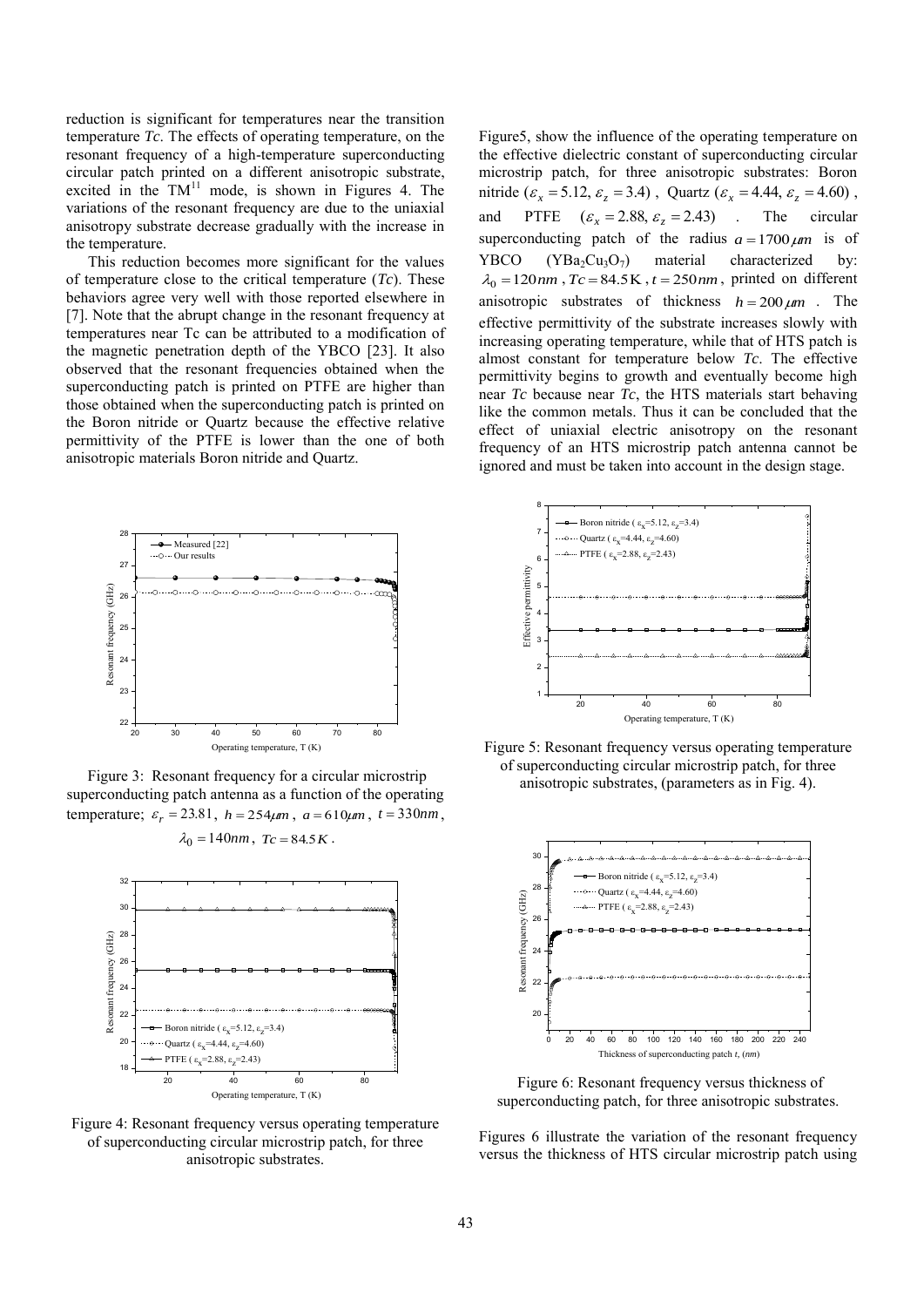reduction is significant for temperatures near the transition temperature *Tc*. The effects of operating temperature, on the resonant frequency of a high-temperature superconducting circular patch printed on a different anisotropic substrate, excited in the $TM^{11}$ mode, is shown in Figures 4. The variations of the resonant frequency are due to the uniaxial anisotropy substrate decrease gradually with the increase in the temperature.

This reduction becomes more significant for the values of temperature close to the critical temperature (*Tc*). These behaviors agree very well with those reported elsewhere in [7]. Note that the abrupt change in the resonant frequency at temperatures near Tc can be attributed to a modification of the magnetic penetration depth of the YBCO [23]. It also observed that the resonant frequencies obtained when the superconducting patch is printed on PTFE are higher than those obtained when the superconducting patch is printed on the Boron nitride or Quartz because the effective relative permittivity of the PTFE is lower than the one of both anisotropic materials Boron nitride and Quartz.

Figure 3: Resonant frequency for a circular microstrip superconducting patch antenna as a function of the operating temperature; $\varepsilon_r = 23.81$, $h = 254\mu m$, $a = 610\mu m$, $t = 330nm$, $\lambda_0 = 140nm$, $Tc = 84.5K$.

Figure 4: Resonant frequency versus operating temperature of superconducting circular microstrip patch, for three anisotropic substrates.

Figure5, show the influence of the operating temperature on the effective dielectric constant of superconducting circular microstrip patch, for three anisotropic substrates: Boron nitride ($\varepsilon_x = 5.12, \varepsilon_z = 3.4$), Quartz ($\varepsilon_x = 4.44, \varepsilon_z = 4.60$), and PTFE ($\varepsilon_x = 2.88, \varepsilon_z = 2.43$). The circular superconducting patch of the radius $a = 1700\,\mu m$ is of YBCO ($YBa_2Cu_3O_7$) material characterized by: $\lambda_0 = 120nm$, $Tc = 84.5K$, $t = 250nm$, printed on different anisotropic substrates of thickness $h = 200\,\mu m$. The effective permittivity of the substrate increases slowly with increasing operating temperature, while that of HTS patch is almost constant for temperature below *Tc*. The effective permittivity begins to growth and eventually become high near *Tc* because near *Tc*, the HTS materials start behaving like the common metals. Thus it can be concluded that the effect of uniaxial electric anisotropy on the resonant frequency of an HTS microstrip patch antenna cannot be ignored and must be taken into account in the design stage.

Figure 5: Resonant frequency versus operating temperature of superconducting circular microstrip patch, for three anisotropic substrates, (parameters as in Fig. 4).

Figure 6: Resonant frequency versus thickness of superconducting patch, for three anisotropic substrates.

Figures 6 illustrate the variation of the resonant frequency versus the thickness of HTS circular microstrip patch using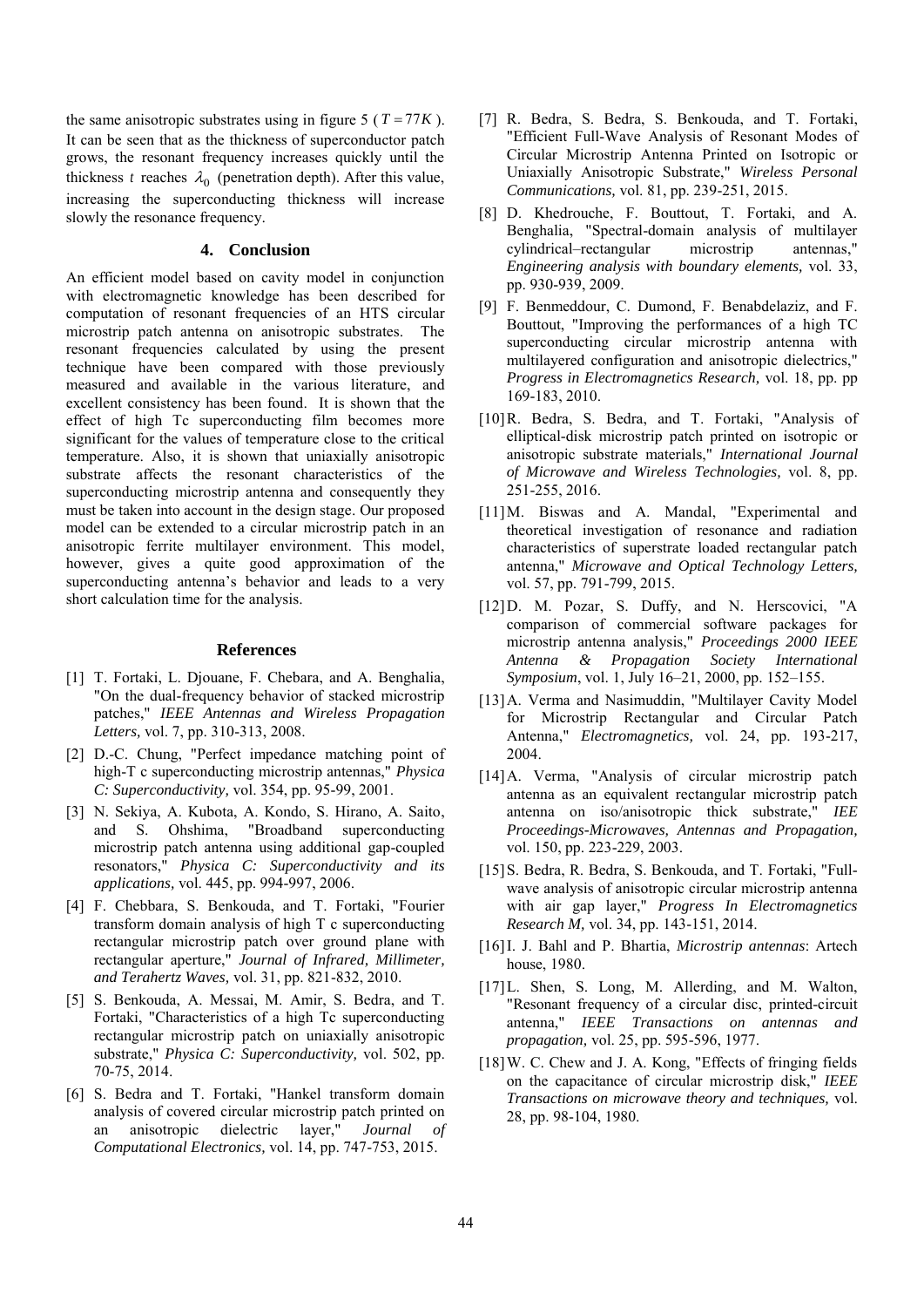the same anisotropic substrates using in figure 5 ( $T = 77K$ ). It can be seen that as the thickness of superconductor patch grows, the resonant frequency increases quickly until the thickness $t$ reaches $\lambda_0$ (penetration depth). After this value, increasing the superconducting thickness will increase slowly the resonance frequency.

## 4. Conclusion

An efficient model based on cavity model in conjunction with electromagnetic knowledge has been described for computation of resonant frequencies of an HTS circular microstrip patch antenna on anisotropic substrates. The resonant frequencies calculated by using the present technique have been compared with those previously measured and available in the various literature, and excellent consistency has been found. It is shown that the effect of high Tc superconducting film becomes more significant for the values of temperature close to the critical temperature. Also, it is shown that uniaxially anisotropic substrate affects the resonant characteristics of the superconducting microstrip antenna and consequently they must be taken into account in the design stage. Our proposed model can be extended to a circular microstrip patch in an anisotropic ferrite multilayer environment. This model, however, gives a quite good approximation of the superconducting antenna's behavior and leads to a very short calculation time for the analysis.

## References

[1] T. Fortaki, L. Djouane, F. Chebara, and A. Benghalia, "On the dual-frequency behavior of stacked microstrip patches," *IEEE Antennas and Wireless Propagation Letters,* vol. 7, pp. 310-313, 2008.

[2] D.-C. Chung, "Perfect impedance matching point of high-T c superconducting microstrip antennas," *Physica C: Superconductivity,* vol. 354, pp. 95-99, 2001.

[3] N. Sekiya, A. Kubota, A. Kondo, S. Hirano, A. Saito, and S. Ohshima, "Broadband superconducting microstrip patch antenna using additional gap-coupled resonators," *Physica C: Superconductivity and its applications,* vol. 445, pp. 994-997, 2006.

[4] F. Chebbara, S. Benkouda, and T. Fortaki, "Fourier transform domain analysis of high T c superconducting rectangular microstrip patch over ground plane with rectangular aperture," *Journal of Infrared, Millimeter, and Terahertz Waves,* vol. 31, pp. 821-832, 2010.

[5] S. Benkouda, A. Messai, M. Amir, S. Bedra, and T. Fortaki, "Characteristics of a high Tc superconducting rectangular microstrip patch on uniaxially anisotropic substrate," *Physica C: Superconductivity,* vol. 502, pp. 70-75, 2014.

[6] S. Bedra and T. Fortaki, "Hankel transform domain analysis of covered circular microstrip patch printed on an anisotropic dielectric layer," *Journal of Computational Electronics,* vol. 14, pp. 747-753, 2015.

[7] R. Bedra, S. Bedra, S. Benkouda, and T. Fortaki, "Efficient Full-Wave Analysis of Resonant Modes of Circular Microstrip Antenna Printed on Isotropic or Uniaxially Anisotropic Substrate," *Wireless Personal Communications,* vol. 81, pp. 239-251, 2015.

[8] D. Khedrouche, F. Bouttout, T. Fortaki, and A. Benghalia, "Spectral-domain analysis of multilayer cylindrical–rectangular microstrip antennas," *Engineering analysis with boundary elements,* vol. 33, pp. 930-939, 2009.

[9] F. Benmeddour, C. Dumond, F. Benabdelaziz, and F. Bouttout, "Improving the performances of a high TC superconducting circular microstrip antenna with multilayered configuration and anisotropic dielectrics," *Progress in Electromagnetics Research,* vol. 18, pp. pp 169-183, 2010.

[10] R. Bedra, S. Bedra, and T. Fortaki, "Analysis of elliptical-disk microstrip patch printed on isotropic or anisotropic substrate materials," *International Journal of Microwave and Wireless Technologies,* vol. 8, pp. 251-255, 2016.

[11] M. Biswas and A. Mandal, "Experimental and theoretical investigation of resonance and radiation characteristics of superstrate loaded rectangular patch antenna," *Microwave and Optical Technology Letters,* vol. 57, pp. 791-799, 2015.

[12] D. M. Pozar, S. Duffy, and N. Herscovici, "A comparison of commercial software packages for microstrip antenna analysis," *Proceedings 2000 IEEE Antenna & Propagation Society International Symposium*, vol. 1, July 16–21, 2000, pp. 152–155.

[13] A. Verma and Nasimuddin, "Multilayer Cavity Model for Microstrip Rectangular and Circular Patch Antenna," *Electromagnetics,* vol. 24, pp. 193-217, 2004.

[14] A. Verma, "Analysis of circular microstrip patch antenna as an equivalent rectangular microstrip patch antenna on iso/anisotropic thick substrate," *IEE Proceedings-Microwaves, Antennas and Propagation,* vol. 150, pp. 223-229, 2003.

[15] S. Bedra, R. Bedra, S. Benkouda, and T. Fortaki, "Full-wave analysis of anisotropic circular microstrip antenna with air gap layer," *Progress In Electromagnetics Research M,* vol. 34, pp. 143-151, 2014.

[16] I. J. Bahl and P. Bhartia, *Microstrip antennas*: Artech house, 1980.

[17] L. Shen, S. Long, M. Allerding, and M. Walton, "Resonant frequency of a circular disc, printed-circuit antenna," *IEEE Transactions on antennas and propagation,* vol. 25, pp. 595-596, 1977.

[18] W. C. Chew and J. A. Kong, "Effects of fringing fields on the capacitance of circular microstrip disk," *IEEE Transactions on microwave theory and techniques,* vol. 28, pp. 98-104, 1980.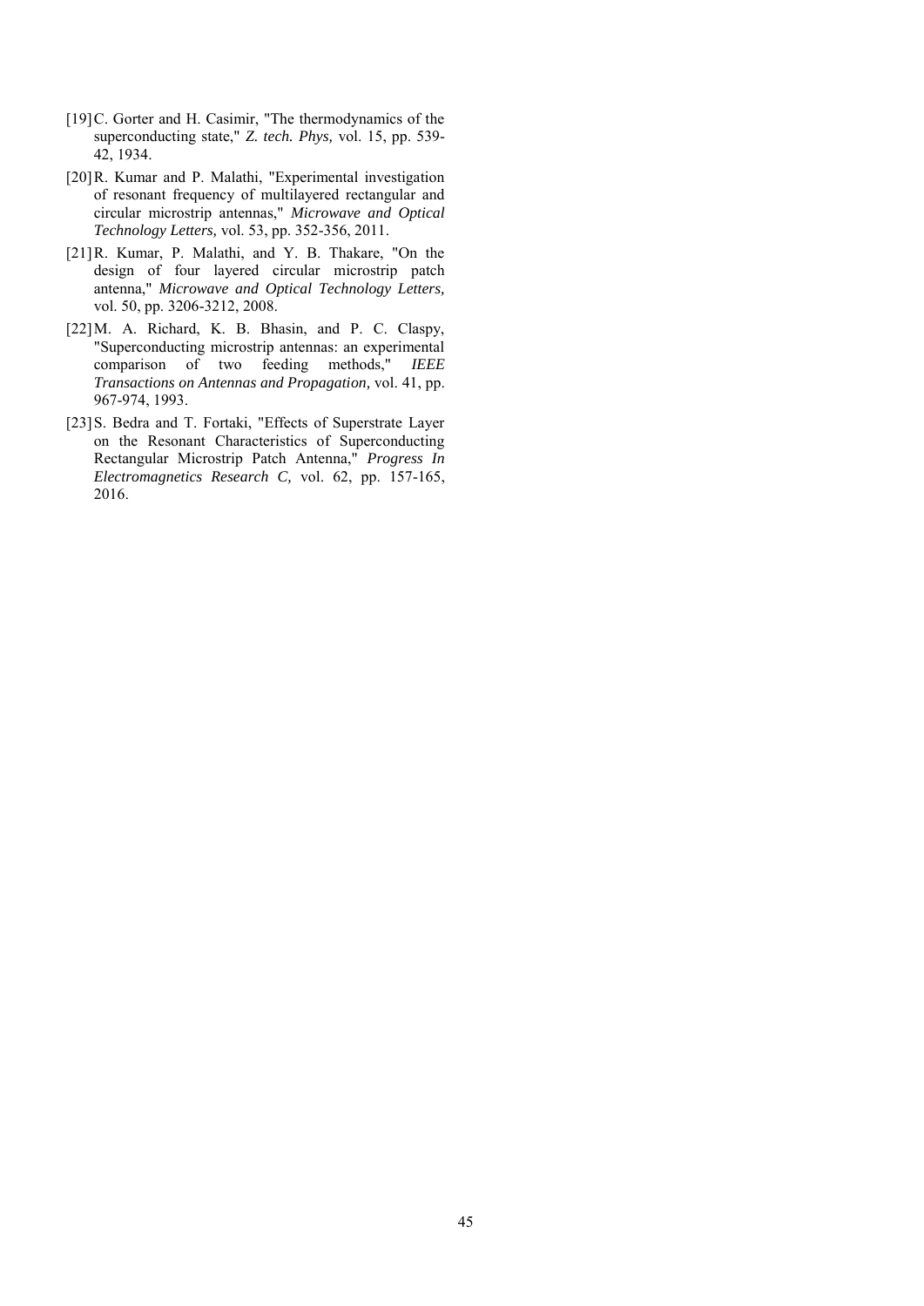[19] C. Gorter and H. Casimir, "The thermodynamics of the superconducting state," *Z. tech. Phys,* vol. 15, pp. 539-42, 1934.

[20] R. Kumar and P. Malathi, "Experimental investigation of resonant frequency of multilayered rectangular and circular microstrip antennas," *Microwave and Optical Technology Letters,* vol. 53, pp. 352-356, 2011.

[21] R. Kumar, P. Malathi, and Y. B. Thakare, "On the design of four layered circular microstrip patch antenna," *Microwave and Optical Technology Letters,* vol. 50, pp. 3206-3212, 2008.

[22] M. A. Richard, K. B. Bhasin, and P. C. Claspy, "Superconducting microstrip antennas: an experimental comparison of two feeding methods," *IEEE Transactions on Antennas and Propagation,* vol. 41, pp. 967-974, 1993.

[23] S. Bedra and T. Fortaki, "Effects of Superstrate Layer on the Resonant Characteristics of Superconducting Rectangular Microstrip Patch Antenna," *Progress In Electromagnetics Research C,* vol. 62, pp. 157-165, 2016.